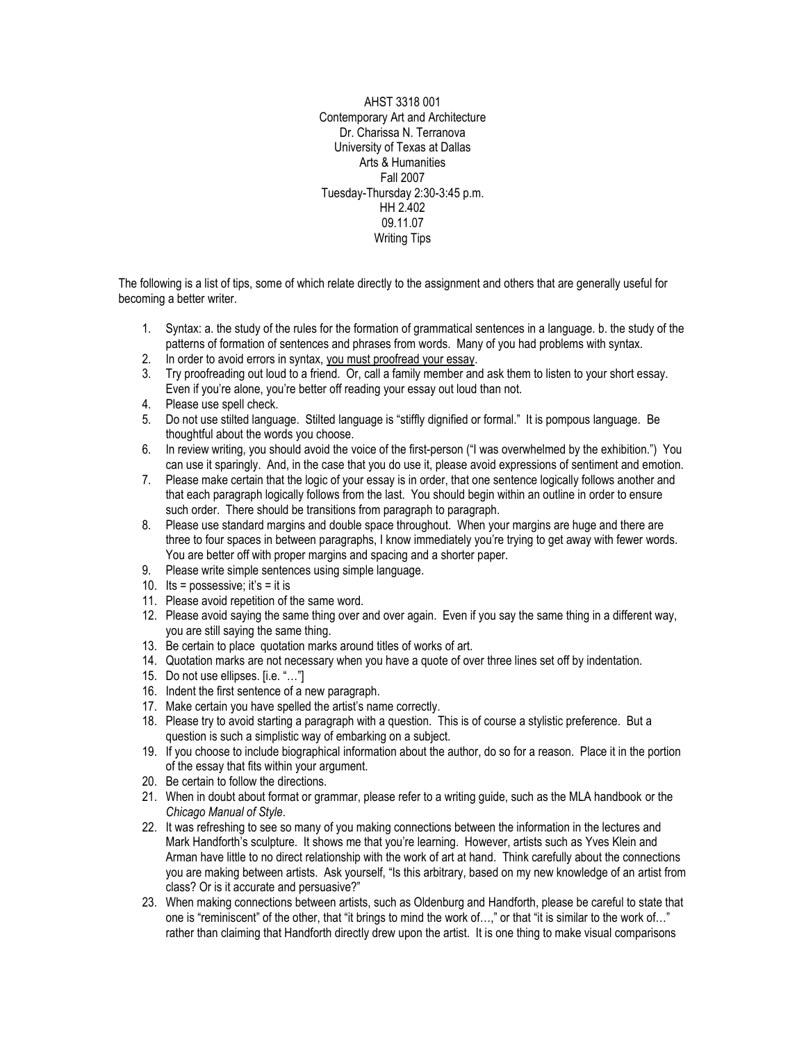AHST 3318 001
Contemporary Art and Architecture
Dr. Charissa N. Terranova
University of Texas at Dallas
Arts & Humanities
Fall 2007
Tuesday-Thursday 2:30-3:45 p.m.
HH 2.402
09.11.07
Writing Tips

The following is a list of tips, some of which relate directly to the assignment and others that are generally useful for becoming a better writer.

1. Syntax: a. the study of the rules for the formation of grammatical sentences in a language. b. the study of the patterns of formation of sentences and phrases from words. Many of you had problems with syntax.
2. In order to avoid errors in syntax, <u>you must proofread your essay</u>.
3. Try proofreading out loud to a friend. Or, call a family member and ask them to listen to your short essay. Even if you're alone, you're better off reading your essay out loud than not.
4. Please use spell check.
5. Do not use stilted language. Stilted language is "stiffly dignified or formal." It is pompous language. Be thoughtful about the words you choose.
6. In review writing, you should avoid the voice of the first-person ("I was overwhelmed by the exhibition.") You can use it sparingly. And, in the case that you do use it, please avoid expressions of sentiment and emotion.
7. Please make certain that the logic of your essay is in order, that one sentence logically follows another and that each paragraph logically follows from the last. You should begin within an outline in order to ensure such order. There should be transitions from paragraph to paragraph.
8. Please use standard margins and double space throughout. When your margins are huge and there are three to four spaces in between paragraphs, I know immediately you're trying to get away with fewer words. You are better off with proper margins and spacing and a shorter paper.
9. Please write simple sentences using simple language.
10. Its = possessive; it's = it is
11. Please avoid repetition of the same word.
12. Please avoid saying the same thing over and over again. Even if you say the same thing in a different way, you are still saying the same thing.
13. Be certain to place quotation marks around titles of works of art.
14. Quotation marks are not necessary when you have a quote of over three lines set off by indentation.
15. Do not use ellipses. [i.e. "…"]
16. Indent the first sentence of a new paragraph.
17. Make certain you have spelled the artist's name correctly.
18. Please try to avoid starting a paragraph with a question. This is of course a stylistic preference. But a question is such a simplistic way of embarking on a subject.
19. If you choose to include biographical information about the author, do so for a reason. Place it in the portion of the essay that fits within your argument.
20. Be certain to follow the directions.
21. When in doubt about format or grammar, please refer to a writing guide, such as the MLA handbook or the *Chicago Manual of Style*.
22. It was refreshing to see so many of you making connections between the information in the lectures and Mark Handforth's sculpture. It shows me that you're learning. However, artists such as Yves Klein and Arman have little to no direct relationship with the work of art at hand. Think carefully about the connections you are making between artists. Ask yourself, "Is this arbitrary, based on my new knowledge of an artist from class? Or is it accurate and persuasive?"
23. When making connections between artists, such as Oldenburg and Handforth, please be careful to state that one is "reminiscent" of the other, that "it brings to mind the work of…," or that "it is similar to the work of…" rather than claiming that Handforth directly drew upon the artist. It is one thing to make visual comparisons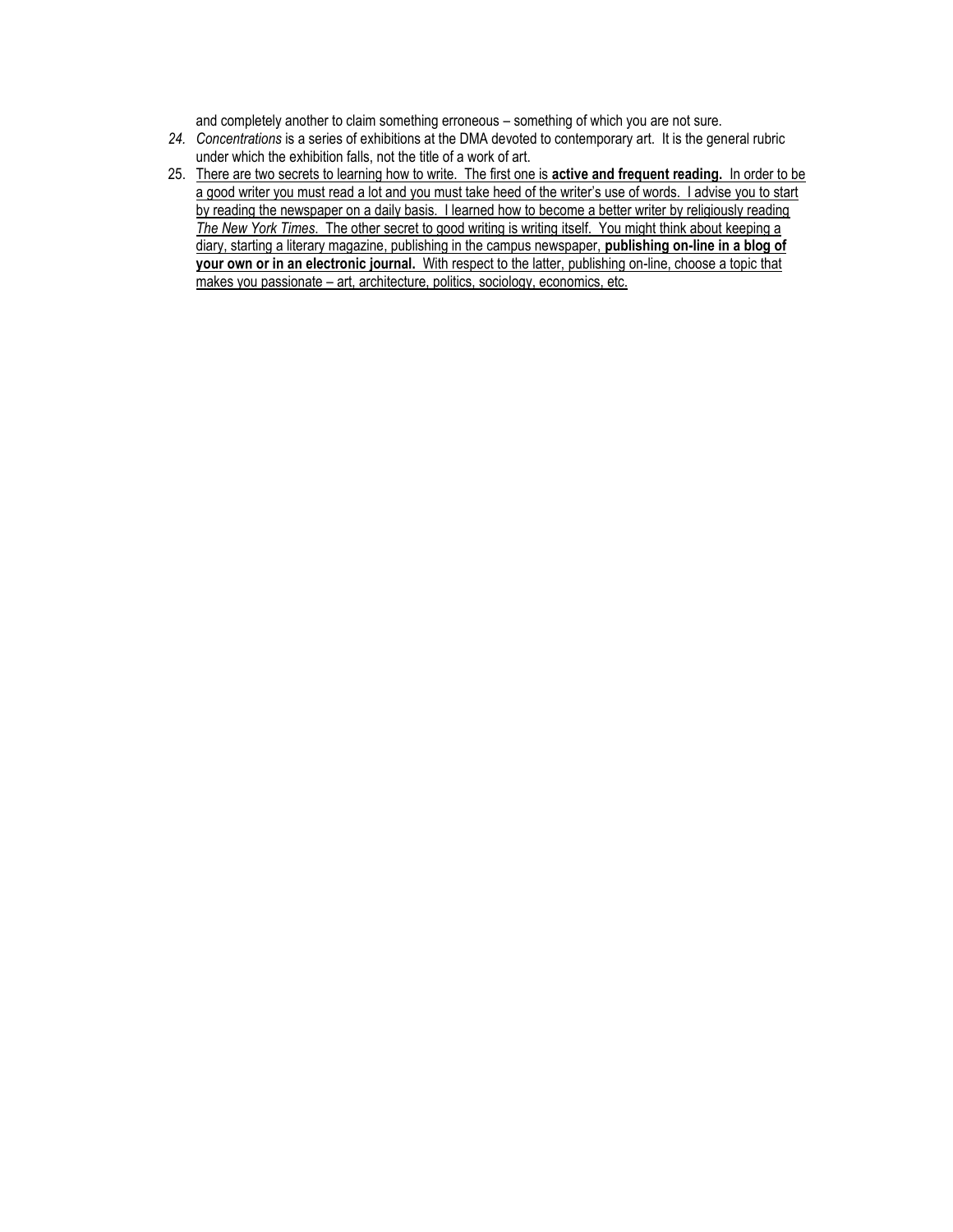and completely another to claim something erroneous – something of which you are not sure.

24. *Concentrations* is a series of exhibitions at the DMA devoted to contemporary art. It is the general rubric under which the exhibition falls, not the title of a work of art.
25. <u>There are two secrets to learning how to write. The first one is **active and frequent reading.** In order to be a good writer you must read a lot and you must take heed of the writer's use of words. I advise you to start by reading the newspaper on a daily basis. I learned how to become a better writer by religiously reading *The New York Times*. The other secret to good writing is writing itself. You might think about keeping a diary, starting a literary magazine, publishing in the campus newspaper, **publishing on-line in a blog of your own or in an electronic journal.** With respect to the latter, publishing on-line, choose a topic that makes you passionate – art, architecture, politics, sociology, economics, etc.</u>